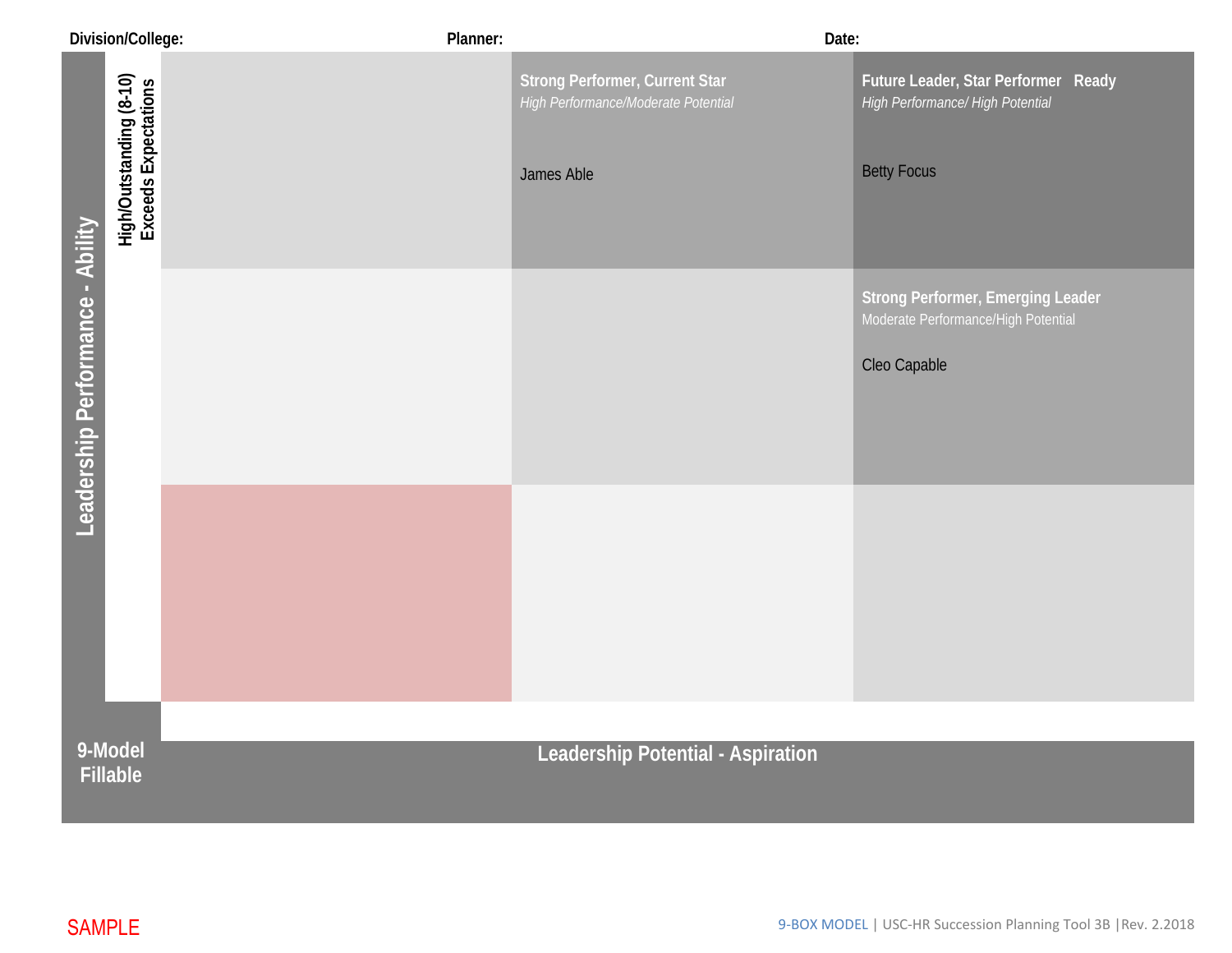**Division/College:** **Planner:** **Date:**

**Leadership Performance - Ability**

| High/Outstanding (8-10) Exceeds Expectations | | **Strong Performer, Current Star** *High Performance/Moderate Potential* James Able | **Future Leader, Star Performer Ready** *High Performance/ High Potential* Betty Focus |
|---|---|---|---|
| | | | **Strong Performer, Emerging Leader** Moderate Performance/High Potential Cleo Capable |
| | | | |

**9-Model Fillable**

**Leadership Potential - Aspiration**

SAMPLE

9-BOX MODEL | USC-HR Succession Planning Tool 3B |Rev. 2.2018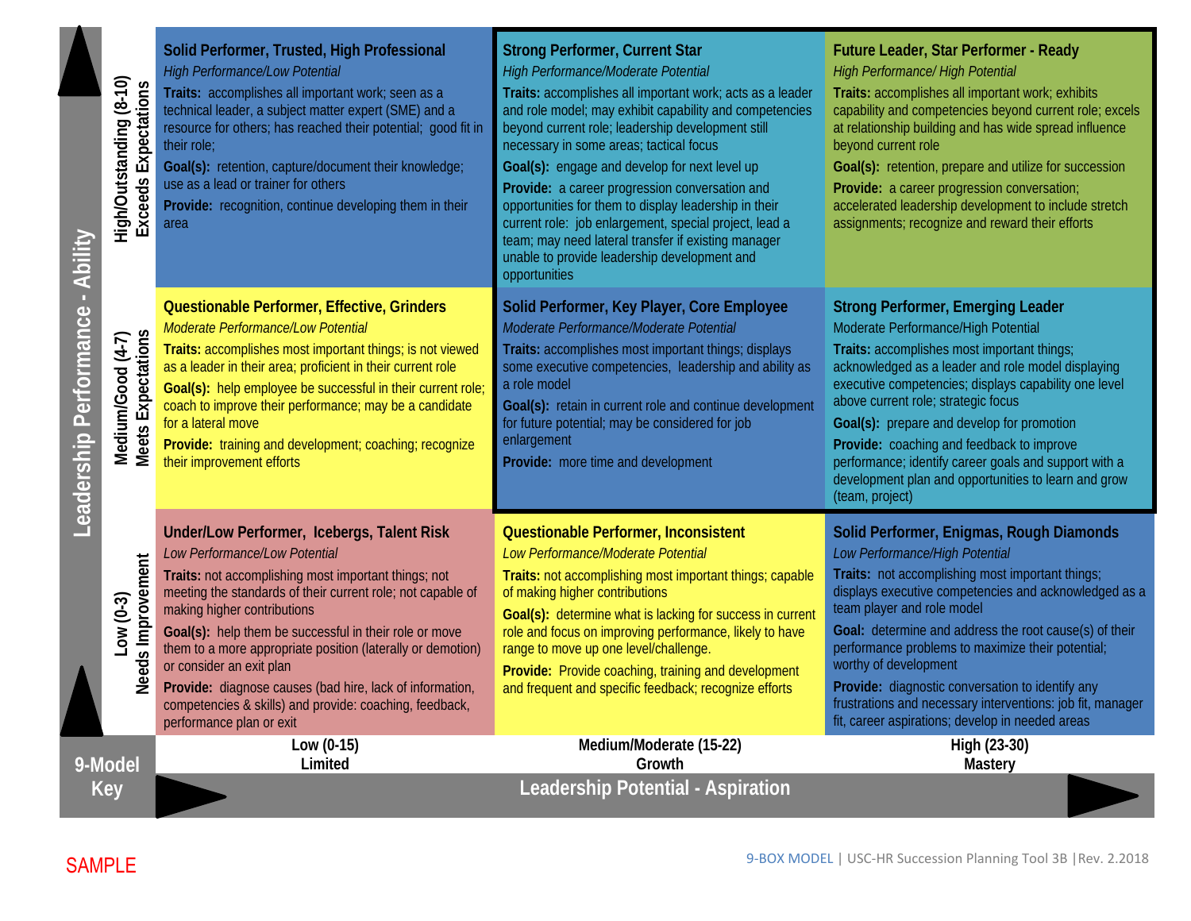| Leadership Performance - Ability | Low (0-15) Limited | Medium/Moderate (15-22) Growth | High (23-30) Mastery |
|---|---|---|---|
| **High/Outstanding (8-10) Exceeds Expectations** | **Solid Performer, Trusted, High Professional**<br>*High Performance/Low Potential*<br>**Traits:** accomplishes all important work; seen as a technical leader, a subject matter expert (SME) and a resource for others; has reached their potential; good fit in their role;<br>**Goal(s):** retention, capture/document their knowledge; use as a lead or trainer for others<br>**Provide:** recognition, continue developing them in their area | **Strong Performer, Current Star**<br>*High Performance/Moderate Potential*<br>**Traits:** accomplishes all important work; acts as a leader and role model; may exhibit capability and competencies beyond current role; leadership development still necessary in some areas; tactical focus<br>**Goal(s):** engage and develop for next level up<br>**Provide:** a career progression conversation and opportunities for them to display leadership in their current role: job enlargement, special project, lead a team; may need lateral transfer if existing manager unable to provide leadership development and opportunities | **Future Leader, Star Performer - Ready**<br>*High Performance/ High Potential*<br>**Traits:** accomplishes all important work; exhibits capability and competencies beyond current role; excels at relationship building and has wide spread influence beyond current role<br>**Goal(s):** retention, prepare and utilize for succession<br>**Provide:** a career progression conversation; accelerated leadership development to include stretch assignments; recognize and reward their efforts |
| **Medium/Good (4-7) Meets Expectations** | **Questionable Performer, Effective, Grinders**<br>*Moderate Performance/Low Potential*<br>**Traits:** accomplishes most important things; is not viewed as a leader in their area; proficient in their current role<br>**Goal(s):** help employee be successful in their current role; coach to improve their performance; may be a candidate for a lateral move<br>**Provide:** training and development; coaching; recognize their improvement efforts | **Solid Performer, Key Player, Core Employee**<br>*Moderate Performance/Moderate Potential*<br>**Traits:** accomplishes most important things; displays some executive competencies, leadership and ability as a role model<br>**Goal(s):** retain in current role and continue development for future potential; may be considered for job enlargement<br>**Provide:** more time and development | **Strong Performer, Emerging Leader**<br>Moderate Performance/High Potential<br>**Traits:** accomplishes most important things; acknowledged as a leader and role model displaying executive competencies; displays capability one level above current role; strategic focus<br>**Goal(s):** prepare and develop for promotion<br>**Provide:** coaching and feedback to improve performance; identify career goals and support with a development plan and opportunities to learn and grow (team, project) |
| **Low (0-3) Needs Improvement** | **Under/Low Performer, Icebergs, Talent Risk**<br>*Low Performance/Low Potential*<br>**Traits:** not accomplishing most important things; not meeting the standards of their current role; not capable of making higher contributions<br>**Goal(s):** help them be successful in their role or move them to a more appropriate position (laterally or demotion) or consider an exit plan<br>**Provide:** diagnose causes (bad hire, lack of information, competencies & skills) and provide: coaching, feedback, performance plan or exit | **Questionable Performer, Inconsistent**<br>*Low Performance/Moderate Potential*<br>**Traits:** not accomplishing most important things; capable of making higher contributions<br>**Goal(s):** determine what is lacking for success in current role and focus on improving performance, likely to have range to move up one level/challenge.<br>**Provide:** Provide coaching, training and development and frequent and specific feedback; recognize efforts | **Solid Performer, Enigmas, Rough Diamonds**<br>*Low Performance/High Potential*<br>**Traits:** not accomplishing most important things; displays executive competencies and acknowledged as a team player and role model<br>**Goal:** determine and address the root cause(s) of their performance problems to maximize their potential; worthy of development<br>**Provide:** diagnostic conversation to identify any frustrations and necessary interventions: job fit, manager fit, career aspirations; develop in needed areas |
| **9-Model Key** | Leadership Potential - Aspiration | | |

SAMPLE

9-BOX MODEL | USC-HR Succession Planning Tool 3B |Rev. 2.2018